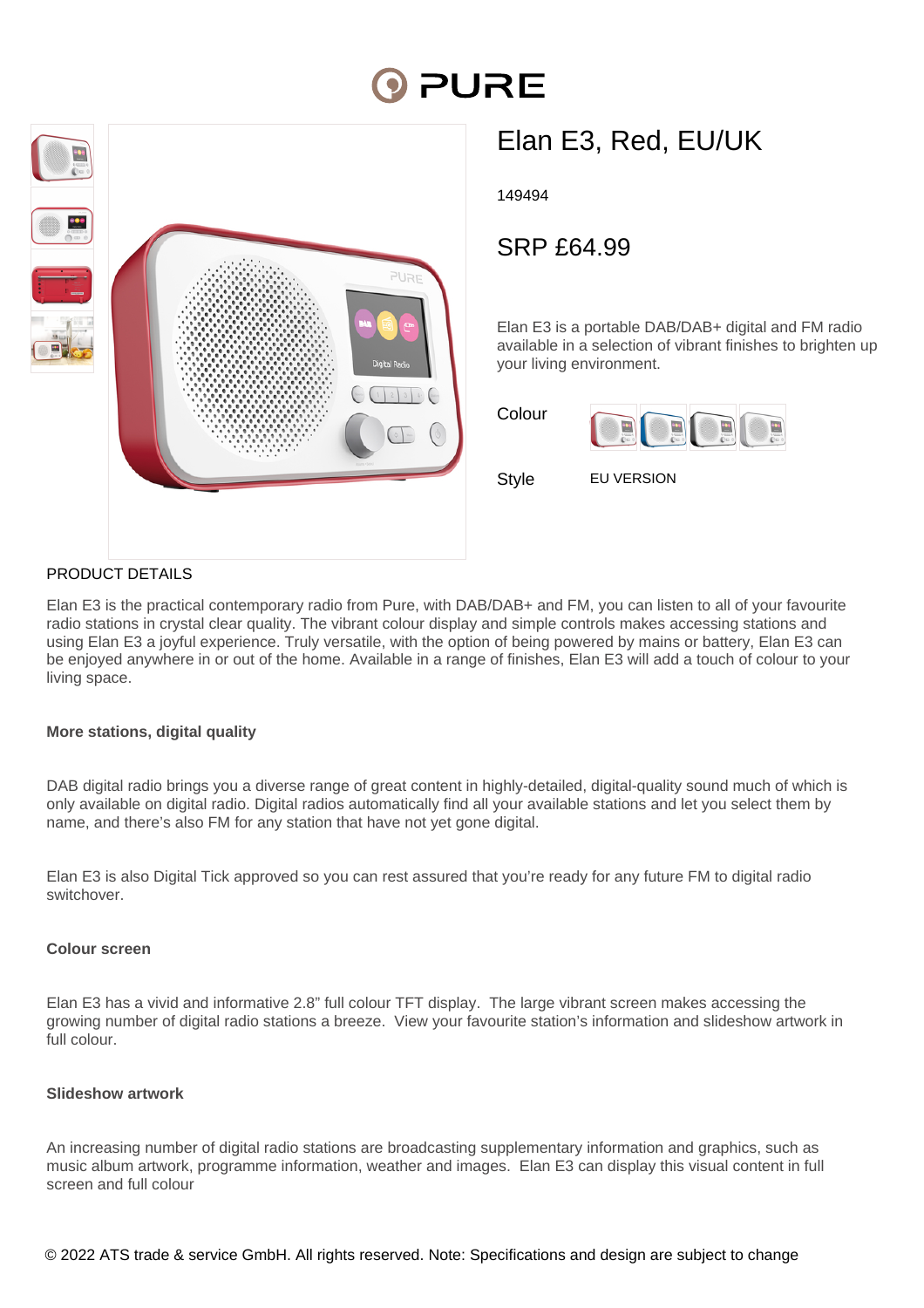# Elan E3, Red, EU/UK

149494

## SRP £64.99

Elan E3 is a portable DAB/DAB+ digital and FM radio available in a selection of vibrant finishes to brighten up your living environment.

Colour

Style EU VERSION

## PRODUCT DETAILS

Elan E3 is the practical contemporary radio from Pure, with DAB/DAB+ and FM, you can listen to all of your favourite radio stations in crystal clear quality. The vibrant colour display and simple controls makes accessing stations and using Elan E3 a joyful experience. Truly versatile, with the option of being powered by mains or battery, Elan E3 can be enjoyed anywhere in or out of the home. Available in a range of finishes, Elan E3 will add a touch of colour to your living space.

**More stations, digital quality**

DAB digital radio brings you a diverse range of great content in highly-detailed, digital-quality sound much of which is only available on digital radio. Digital radios automatically find all your available stations and let you select them by name, and there's also FM for any station that have not yet gone digital.

Elan E3 is also Digital Tick approved so you can rest assured that you're ready for any future FM to digital radio switchover.

**Colour screen**

Elan E3 has a vivid and informative 2.8" full colour TFT display. The large vibrant screen makes accessing the growing number of digital radio stations a breeze. View your favourite station's information and slideshow artwork in full colour.

**Slideshow artwork**

An increasing number of digital radio stations are broadcasting supplementary information and graphics, such as music album artwork, programme information, weather and images. Elan E3 can display this visual content in full screen and full colour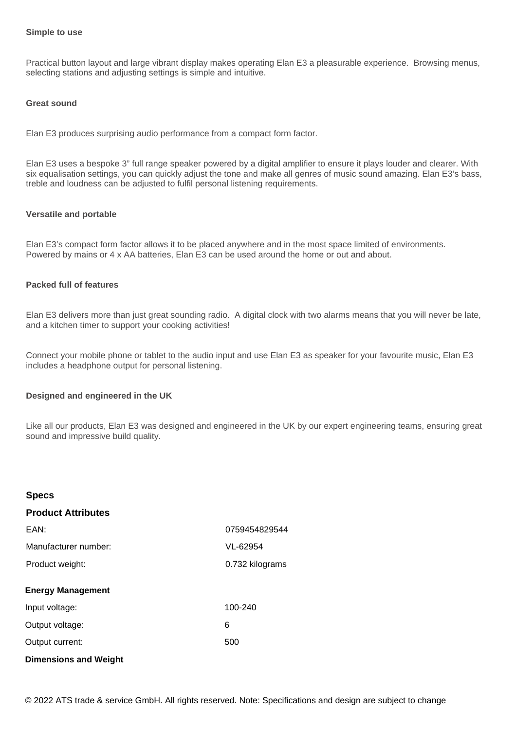**Simple to use**

Practical button layout and large vibrant display makes operating Elan E3 a pleasurable experience. Browsing menus, selecting stations and adjusting settings is simple and intuitive.

**Great sound**

Elan E3 produces surprising audio performance from a compact form factor.

Elan E3 uses a bespoke 3" full range speaker powered by a digital amplifier to ensure it plays louder and clearer. With six equalisation settings, you can quickly adjust the tone and make all genres of music sound amazing. Elan E3's bass, treble and loudness can be adjusted to fulfil personal listening requirements.

**Versatile and portable**

Elan E3's compact form factor allows it to be placed anywhere and in the most space limited of environments. Powered by mains or 4 x AA batteries, Elan E3 can be used around the home or out and about.

**Packed full of features**

Elan E3 delivers more than just great sounding radio. A digital clock with two alarms means that you will never be late, and a kitchen timer to support your cooking activities!

Connect your mobile phone or tablet to the audio input and use Elan E3 as speaker for your favourite music, Elan E3 includes a headphone output for personal listening.

**Designed and engineered in the UK**

Like all our products, Elan E3 was designed and engineered in the UK by our expert engineering teams, ensuring great sound and impressive build quality.

## Specs

### Product Attributes

| | |
|---|---|
| EAN: | 0759454829544 |
| Manufacturer number: | VL-62954 |
| Product weight: | 0.732 kilograms |

### Energy Management

| | |
|---|---|
| Input voltage: | 100-240 |
| Output voltage: | 6 |
| Output current: | 500 |

### Dimensions and Weight

© 2022 ATS trade & service GmbH. All rights reserved. Note: Specifications and design are subject to change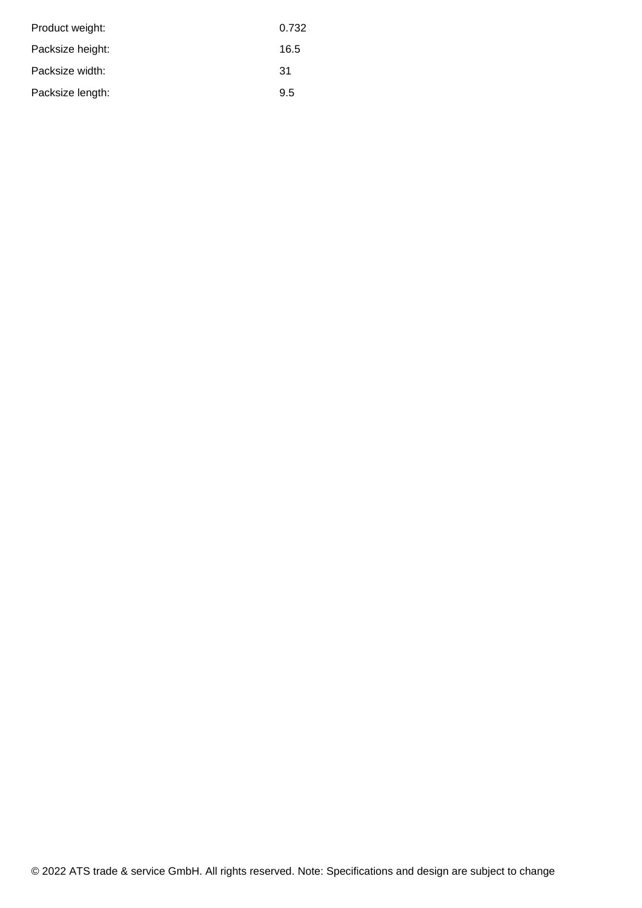| | |
|---|---|
| Product weight: | 0.732 |
| Packsize height: | 16.5 |
| Packsize width: | 31 |
| Packsize length: | 9.5 |

© 2022 ATS trade & service GmbH. All rights reserved. Note: Specifications and design are subject to change